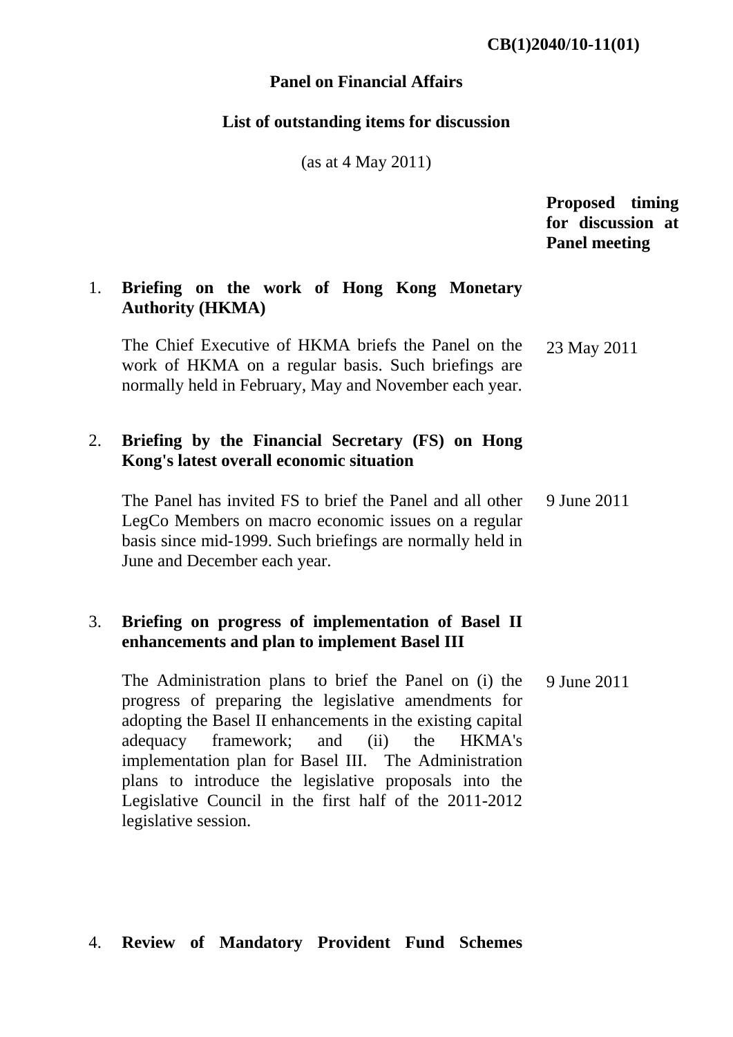**CB(1)2040/10-11(01)**

**Panel on Financial Affairs**

**List of outstanding items for discussion**

(as at 4 May 2011)

| | | **Proposed timing for discussion at Panel meeting** |
|---|---|---|
| 1. | **Briefing on the work of Hong Kong Monetary Authority (HKMA)** | |
| | The Chief Executive of HKMA briefs the Panel on the work of HKMA on a regular basis. Such briefings are normally held in February, May and November each year. | 23 May 2011 |
| 2. | **Briefing by the Financial Secretary (FS) on Hong Kong's latest overall economic situation** | |
| | The Panel has invited FS to brief the Panel and all other LegCo Members on macro economic issues on a regular basis since mid-1999. Such briefings are normally held in June and December each year. | 9 June 2011 |
| 3. | **Briefing on progress of implementation of Basel II enhancements and plan to implement Basel III** | |
| | The Administration plans to brief the Panel on (i) the progress of preparing the legislative amendments for adopting the Basel II enhancements in the existing capital adequacy framework; and (ii) the HKMA's implementation plan for Basel III. The Administration plans to introduce the legislative proposals into the Legislative Council in the first half of the 2011-2012 legislative session. | 9 June 2011 |
| 4. | **Review of Mandatory Provident Fund Schemes** | |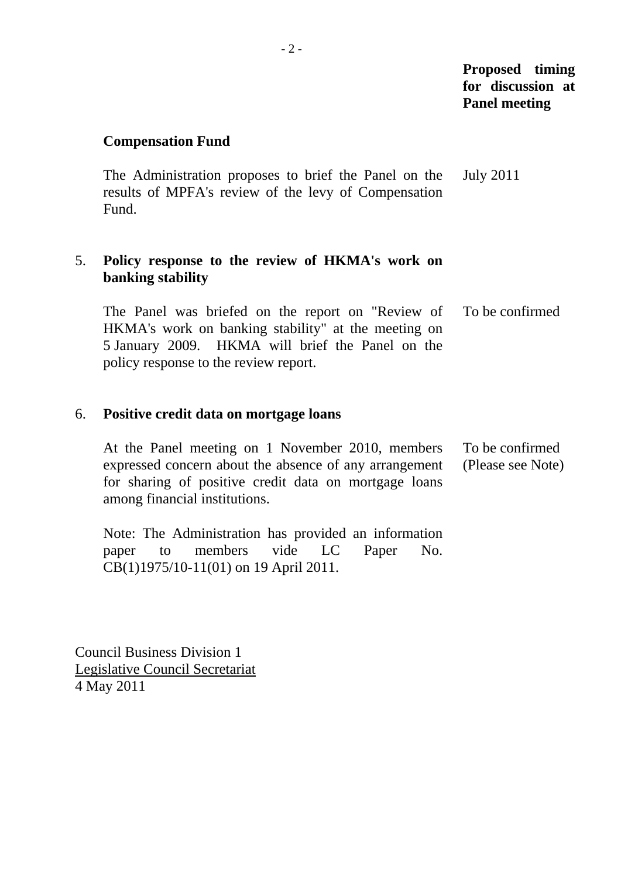| | Proposed timing for discussion at Panel meeting |
|---|---|
| **Compensation Fund** | |
| The Administration proposes to brief the Panel on the results of MPFA's review of the levy of Compensation Fund. | July 2011 |
| 5. **Policy response to the review of HKMA's work on banking stability** | |
| The Panel was briefed on the report on "Review of HKMA's work on banking stability" at the meeting on 5 January 2009. HKMA will brief the Panel on the policy response to the review report. | To be confirmed |
| 6. **Positive credit data on mortgage loans** | |
| At the Panel meeting on 1 November 2010, members expressed concern about the absence of any arrangement for sharing of positive credit data on mortgage loans among financial institutions. | To be confirmed (Please see Note) |
| Note: The Administration has provided an information paper to members vide LC Paper No. CB(1)1975/10-11(01) on 19 April 2011. | |

Council Business Division 1
Legislative Council Secretariat
4 May 2011